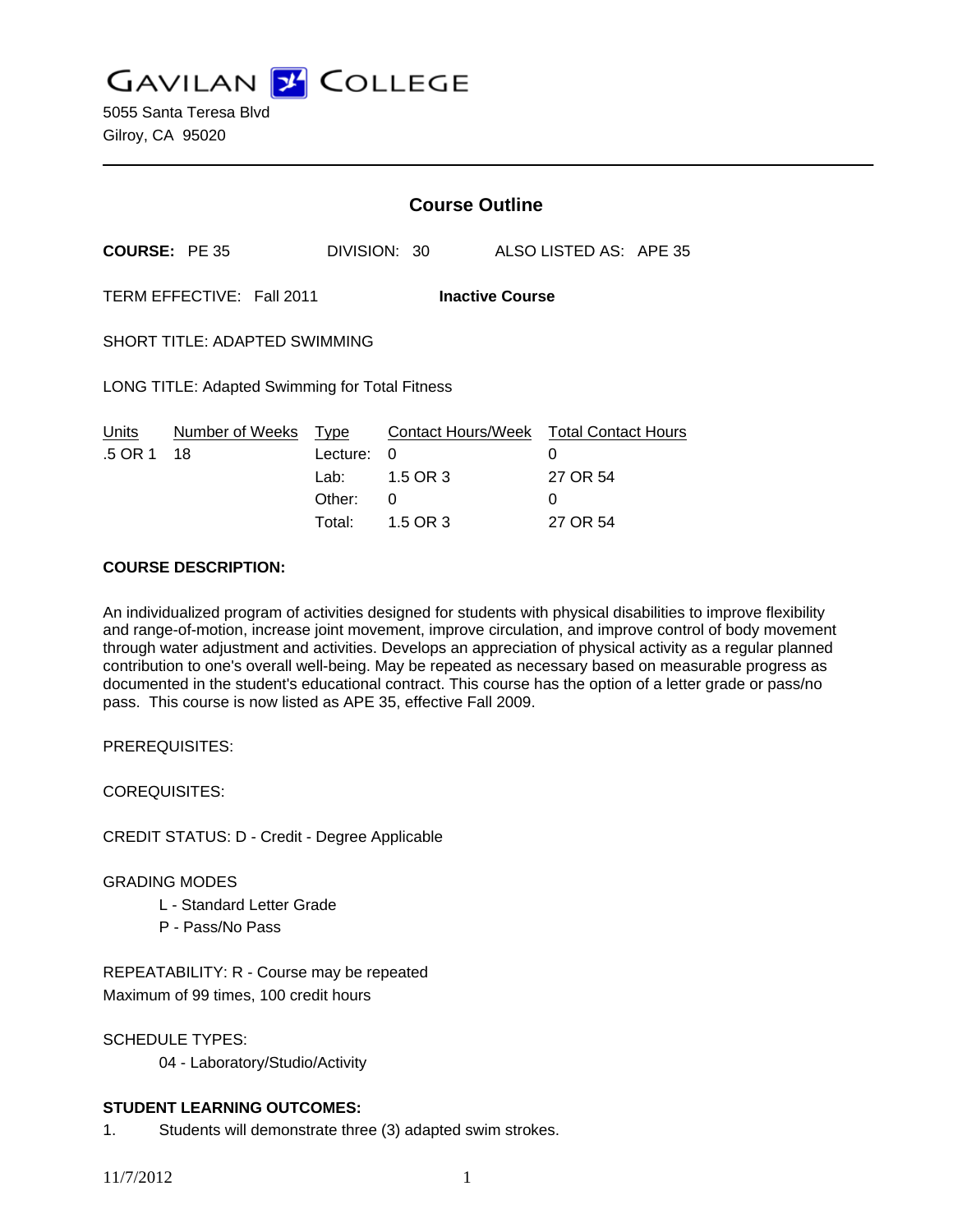# GAVILAN COLLEGE

5055 Santa Teresa Blvd
Gilroy, CA 95020

---

## Course Outline

**COURSE:** PE 35 DIVISION: 30 ALSO LISTED AS: APE 35

TERM EFFECTIVE: Fall 2011 **Inactive Course**

SHORT TITLE: ADAPTED SWIMMING

LONG TITLE: Adapted Swimming for Total Fitness

| Units | Number of Weeks | Type | Contact Hours/Week | Total Contact Hours |
|---|---|---|---|---|
| .5 OR 1 | 18 | Lecture: | 0 | 0 |
| | | Lab: | 1.5 OR 3 | 27 OR 54 |
| | | Other: | 0 | 0 |
| | | Total: | 1.5 OR 3 | 27 OR 54 |

**COURSE DESCRIPTION:**

An individualized program of activities designed for students with physical disabilities to improve flexibility and range-of-motion, increase joint movement, improve circulation, and improve control of body movement through water adjustment and activities. Develops an appreciation of physical activity as a regular planned contribution to one's overall well-being. May be repeated as necessary based on measurable progress as documented in the student's educational contract. This course has the option of a letter grade or pass/no pass. This course is now listed as APE 35, effective Fall 2009.

PREREQUISITES:

COREQUISITES:

CREDIT STATUS: D - Credit - Degree Applicable

GRADING MODES

- L - Standard Letter Grade
- P - Pass/No Pass

REPEATABILITY: R - Course may be repeated
Maximum of 99 times, 100 credit hours

SCHEDULE TYPES:

- 04 - Laboratory/Studio/Activity

**STUDENT LEARNING OUTCOMES:**

1. Students will demonstrate three (3) adapted swim strokes.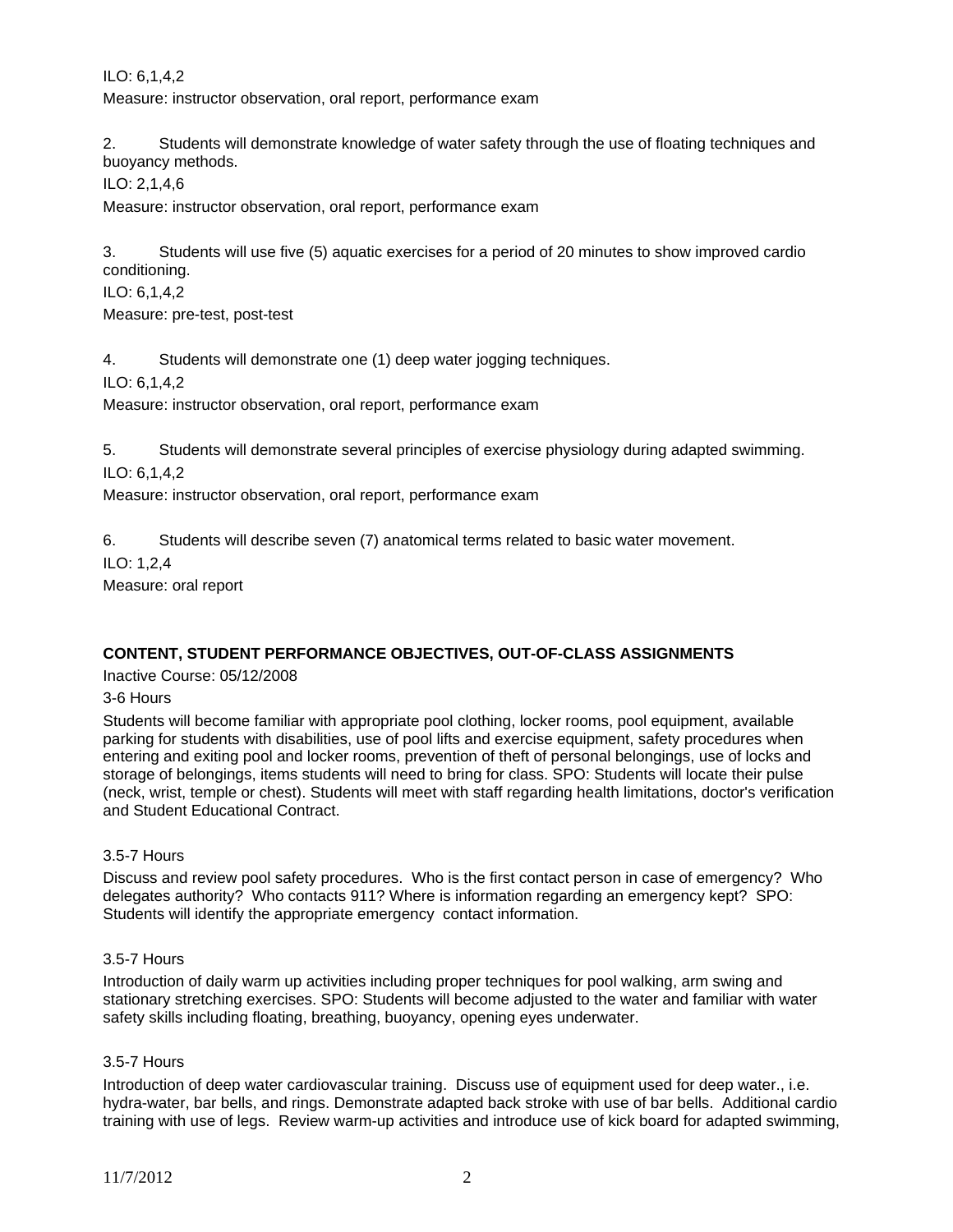ILO: 6,1,4,2

Measure: instructor observation, oral report, performance exam

2. Students will demonstrate knowledge of water safety through the use of floating techniques and buoyancy methods.

ILO: 2,1,4,6

Measure: instructor observation, oral report, performance exam

3. Students will use five (5) aquatic exercises for a period of 20 minutes to show improved cardio conditioning.

ILO: 6,1,4,2

Measure: pre-test, post-test

4. Students will demonstrate one (1) deep water jogging techniques.

ILO: 6,1,4,2

Measure: instructor observation, oral report, performance exam

5. Students will demonstrate several principles of exercise physiology during adapted swimming.

ILO: 6,1,4,2

Measure: instructor observation, oral report, performance exam

6. Students will describe seven (7) anatomical terms related to basic water movement.

ILO: 1,2,4

Measure: oral report

**CONTENT, STUDENT PERFORMANCE OBJECTIVES, OUT-OF-CLASS ASSIGNMENTS**

Inactive Course: 05/12/2008

3-6 Hours

Students will become familiar with appropriate pool clothing, locker rooms, pool equipment, available parking for students with disabilities, use of pool lifts and exercise equipment, safety procedures when entering and exiting pool and locker rooms, prevention of theft of personal belongings, use of locks and storage of belongings, items students will need to bring for class. SPO: Students will locate their pulse (neck, wrist, temple or chest). Students will meet with staff regarding health limitations, doctor's verification and Student Educational Contract.

3.5-7 Hours

Discuss and review pool safety procedures. Who is the first contact person in case of emergency? Who delegates authority? Who contacts 911? Where is information regarding an emergency kept? SPO: Students will identify the appropriate emergency contact information.

3.5-7 Hours

Introduction of daily warm up activities including proper techniques for pool walking, arm swing and stationary stretching exercises. SPO: Students will become adjusted to the water and familiar with water safety skills including floating, breathing, buoyancy, opening eyes underwater.

3.5-7 Hours

Introduction of deep water cardiovascular training. Discuss use of equipment used for deep water., i.e. hydra-water, bar bells, and rings. Demonstrate adapted back stroke with use of bar bells. Additional cardio training with use of legs. Review warm-up activities and introduce use of kick board for adapted swimming,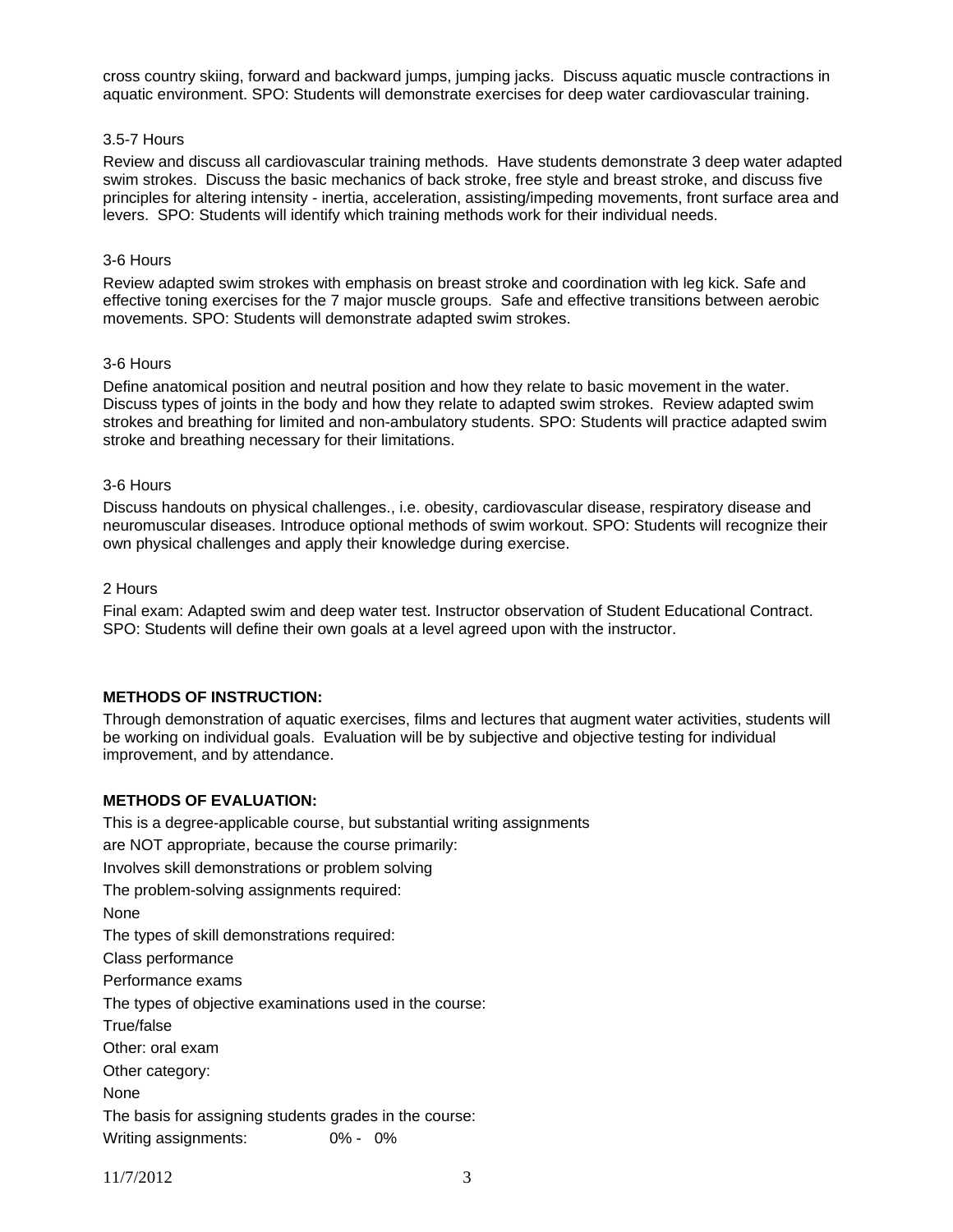cross country skiing, forward and backward jumps, jumping jacks. Discuss aquatic muscle contractions in aquatic environment. SPO: Students will demonstrate exercises for deep water cardiovascular training.

3.5-7 Hours

Review and discuss all cardiovascular training methods. Have students demonstrate 3 deep water adapted swim strokes. Discuss the basic mechanics of back stroke, free style and breast stroke, and discuss five principles for altering intensity - inertia, acceleration, assisting/impeding movements, front surface area and levers. SPO: Students will identify which training methods work for their individual needs.

3-6 Hours

Review adapted swim strokes with emphasis on breast stroke and coordination with leg kick. Safe and effective toning exercises for the 7 major muscle groups. Safe and effective transitions between aerobic movements. SPO: Students will demonstrate adapted swim strokes.

3-6 Hours

Define anatomical position and neutral position and how they relate to basic movement in the water. Discuss types of joints in the body and how they relate to adapted swim strokes. Review adapted swim strokes and breathing for limited and non-ambulatory students. SPO: Students will practice adapted swim stroke and breathing necessary for their limitations.

3-6 Hours

Discuss handouts on physical challenges., i.e. obesity, cardiovascular disease, respiratory disease and neuromuscular diseases. Introduce optional methods of swim workout. SPO: Students will recognize their own physical challenges and apply their knowledge during exercise.

2 Hours

Final exam: Adapted swim and deep water test. Instructor observation of Student Educational Contract. SPO: Students will define their own goals at a level agreed upon with the instructor.

**METHODS OF INSTRUCTION:**

Through demonstration of aquatic exercises, films and lectures that augment water activities, students will be working on individual goals. Evaluation will be by subjective and objective testing for individual improvement, and by attendance.

**METHODS OF EVALUATION:**

This is a degree-applicable course, but substantial writing assignments

are NOT appropriate, because the course primarily:

Involves skill demonstrations or problem solving

The problem-solving assignments required:

None

The types of skill demonstrations required:

Class performance

Performance exams

The types of objective examinations used in the course:

True/false

Other: oral exam

Other category:

None

The basis for assigning students grades in the course:

Writing assignments: 0% - 0%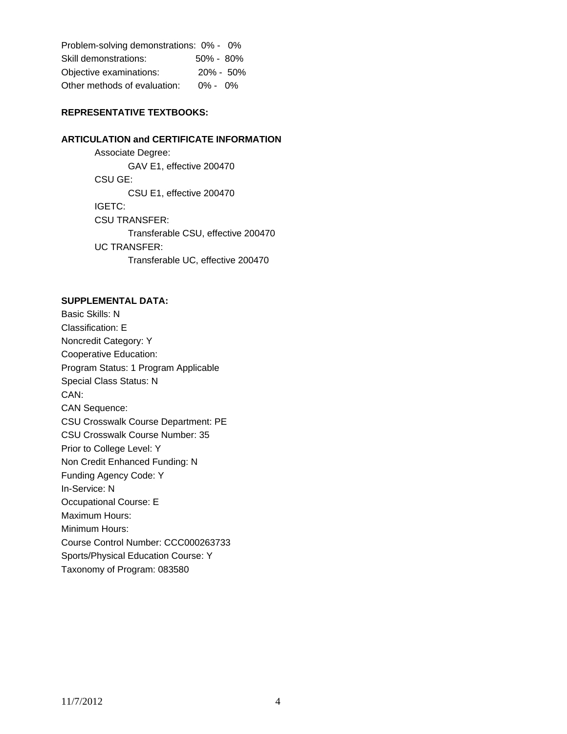Problem-solving demonstrations: 0% - 0%
Skill demonstrations: 50% - 80%
Objective examinations: 20% - 50%
Other methods of evaluation: 0% - 0%

**REPRESENTATIVE TEXTBOOKS:**

**ARTICULATION and CERTIFICATE INFORMATION**

Associate Degree:
GAV E1, effective 200470
CSU GE:
CSU E1, effective 200470
IGETC:
CSU TRANSFER:
Transferable CSU, effective 200470
UC TRANSFER:
Transferable UC, effective 200470

**SUPPLEMENTAL DATA:**

Basic Skills: N
Classification: E
Noncredit Category: Y
Cooperative Education:
Program Status: 1 Program Applicable
Special Class Status: N
CAN:
CAN Sequence:
CSU Crosswalk Course Department: PE
CSU Crosswalk Course Number: 35
Prior to College Level: Y
Non Credit Enhanced Funding: N
Funding Agency Code: Y
In-Service: N
Occupational Course: E
Maximum Hours:
Minimum Hours:
Course Control Number: CCC000263733
Sports/Physical Education Course: Y
Taxonomy of Program: 083580